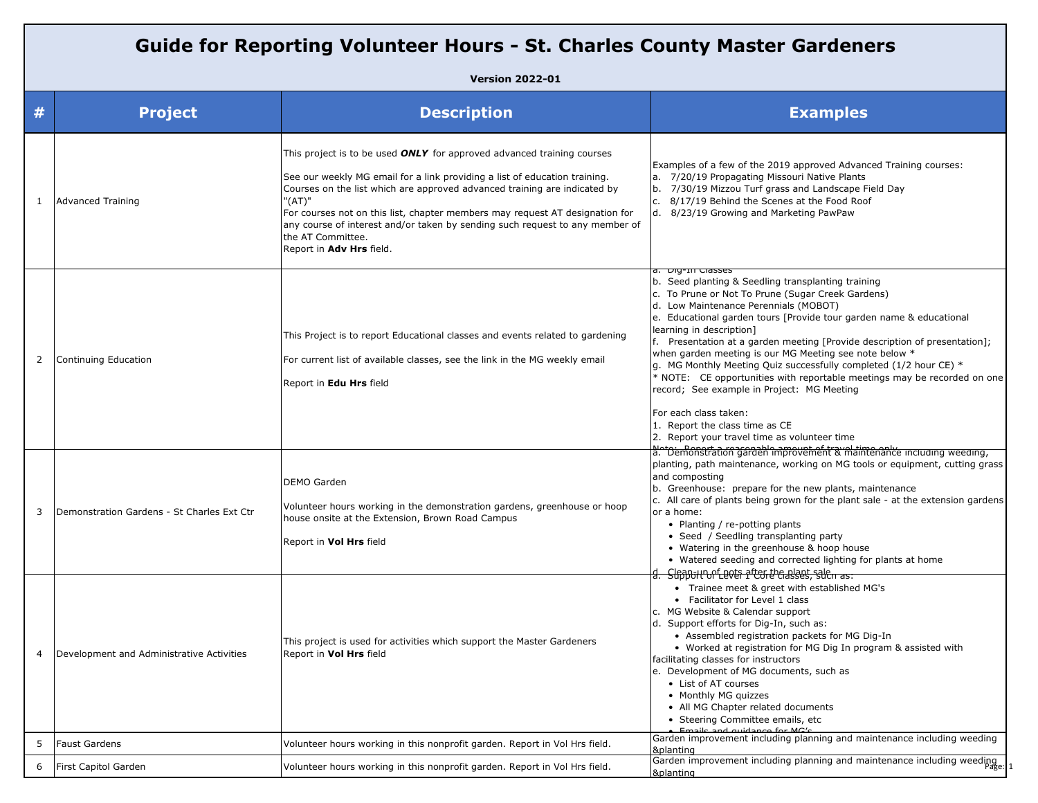# Guide for Reporting Volunteer Hours - St. Charles County Master Gardeners

**Version 2022-01**

| # | Project | Description | Examples |
|---|---|---|---|
| 1 | Advanced Training | This project is to be used ***ONLY*** for approved advanced training courses<br><br>See our weekly MG email for a link providing a list of education training. Courses on the list which are approved advanced training are indicated by "(AT)"<br>For courses not on this list, chapter members may request AT designation for any course of interest and/or taken by sending such request to any member of the AT Committee.<br>Report in **Adv Hrs** field. | Examples of a few of the 2019 approved Advanced Training courses:<br>a. 7/20/19 Propagating Missouri Native Plants<br>b. 7/30/19 Mizzou Turf grass and Landscape Field Day<br>c. 8/17/19 Behind the Scenes at the Food Roof<br>d. 8/23/19 Growing and Marketing PawPaw |
| 2 | Continuing Education | This Project is to report Educational classes and events related to gardening<br><br>For current list of available classes, see the link in the MG weekly email<br><br>Report in **Edu Hrs** field | a. Dig-In Classes<br>b. Seed planting & Seedling transplanting training<br>c. To Prune or Not To Prune (Sugar Creek Gardens)<br>d. Low Maintenance Perennials (MOBOT)<br>e. Educational garden tours [Provide tour garden name & educational learning in description]<br>f. Presentation at a garden meeting [Provide description of presentation]; when garden meeting is our MG Meeting see note below *<br>g. MG Monthly Meeting Quiz successfully completed (1/2 hour CE) *<br>* NOTE: CE opportunities with reportable meetings may be recorded on one record; See example in Project: MG Meeting<br><br>For each class taken:<br>1. Report the class time as CE<br>2. Report your travel time as volunteer time<br>Note: Report a reasonable amount of travel time only |
| 3 | Demonstration Gardens - St Charles Ext Ctr | DEMO Garden<br><br>Volunteer hours working in the demonstration gardens, greenhouse or hoop house onsite at the Extension, Brown Road Campus<br><br>Report in **Vol Hrs** field | a. Demonstration garden improvement & maintenance including weeding, planting, path maintenance, working on MG tools or equipment, cutting grass and composting<br>b. Greenhouse: prepare for the new plants, maintenance<br>c. All care of plants being grown for the plant sale - at the extension gardens or a home:<br>• Planting / re-potting plants<br>• Seed / Seedling transplanting party<br>• Watering in the greenhouse & hoop house<br>• Watered seeding and corrected lighting for plants at home<br>d. Clean-up of pots after the plant sale |
| 4 | Development and Administrative Activities | This project is used for activities which support the Master Gardeners<br>Report in **Vol Hrs** field | a. Support of Level 1 Core Classes, such as:<br>• Trainee meet & greet with established MG's<br>• Facilitator for Level 1 class<br>c. MG Website & Calendar support<br>d. Support efforts for Dig-In, such as:<br>• Assembled registration packets for MG Dig-In<br>• Worked at registration for MG Dig In program & assisted with facilitating classes for instructors<br>e. Development of MG documents, such as<br>• List of AT courses<br>• Monthly MG quizzes<br>• All MG Chapter related documents<br>• Steering Committee emails, etc<br>• Emails and guidance for MG's |
| 5 | Faust Gardens | Volunteer hours working in this nonprofit garden. Report in Vol Hrs field. | Garden improvement including planning and maintenance including weeding &planting |
| 6 | First Capitol Garden | Volunteer hours working in this nonprofit garden. Report in Vol Hrs field. | Garden improvement including planning and maintenance including weeding &planting |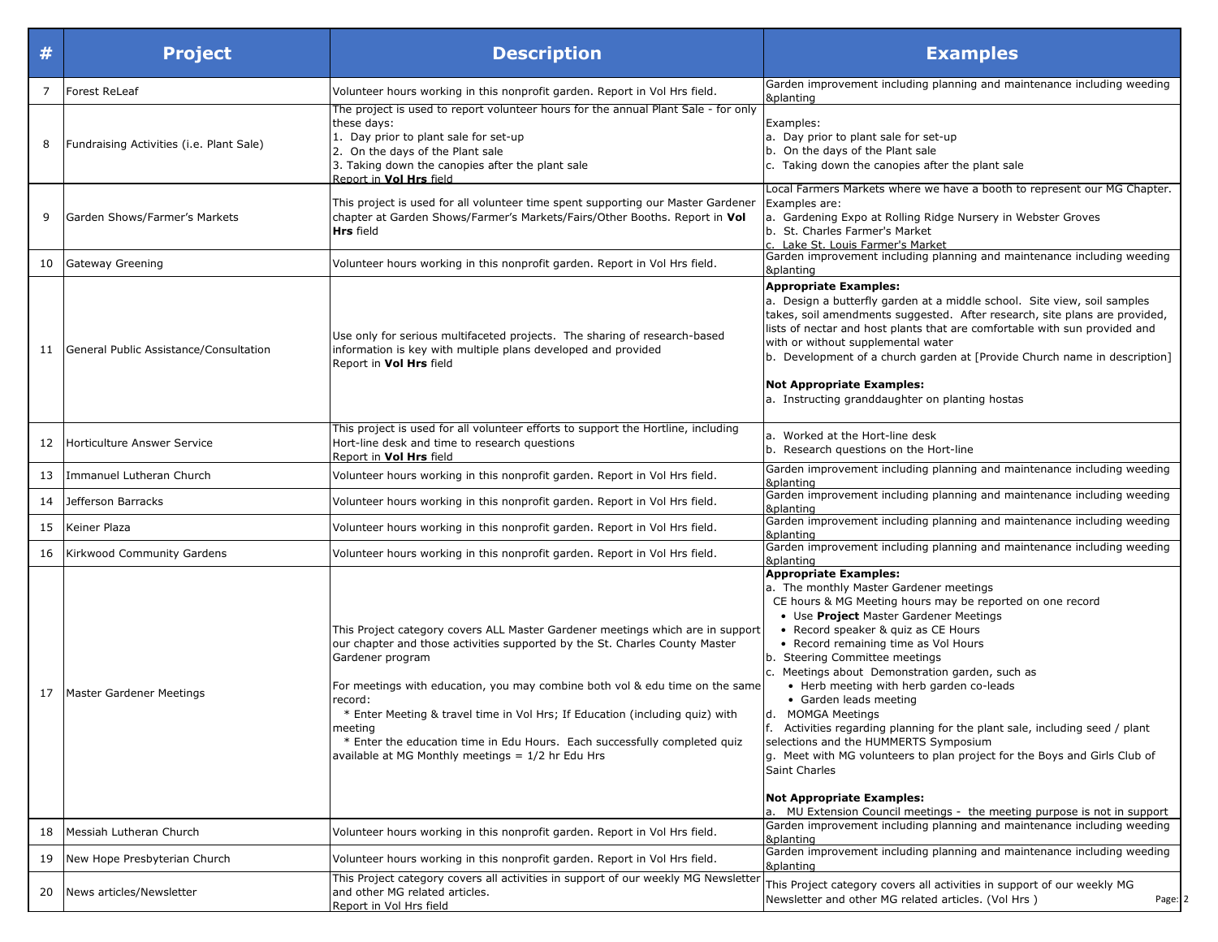| # | Project | Description | Examples |
|---|---|---|---|
| 7 | Forest ReLeaf | Volunteer hours working in this nonprofit garden. Report in Vol Hrs field. | Garden improvement including planning and maintenance including weeding &planting |
| 8 | Fundraising Activities (i.e. Plant Sale) | The project is used to report volunteer hours for the annual Plant Sale - for only these days:<br>1. Day prior to plant sale for set-up<br>2. On the days of the Plant sale<br>3. Taking down the canopies after the plant sale<br>Report in **Vol Hrs** field | Examples:<br>a. Day prior to plant sale for set-up<br>b. On the days of the Plant sale<br>c. Taking down the canopies after the plant sale |
| 9 | Garden Shows/Farmer's Markets | This project is used for all volunteer time spent supporting our Master Gardener chapter at Garden Shows/Farmer's Markets/Fairs/Other Booths. Report in **Vol Hrs** field | Local Farmers Markets where we have a booth to represent our MG Chapter. Examples are:<br>a. Gardening Expo at Rolling Ridge Nursery in Webster Groves<br>b. St. Charles Farmer's Market<br>c. Lake St. Louis Farmer's Market |
| 10 | Gateway Greening | Volunteer hours working in this nonprofit garden. Report in Vol Hrs field. | Garden improvement including planning and maintenance including weeding &planting |
| 11 | General Public Assistance/Consultation | Use only for serious multifaceted projects. The sharing of research-based information is key with multiple plans developed and provided<br>Report in **Vol Hrs** field | **Appropriate Examples:**<br>a. Design a butterfly garden at a middle school. Site view, soil samples takes, soil amendments suggested. After research, site plans are provided, lists of nectar and host plants that are comfortable with sun provided and with or without supplemental water<br>b. Development of a church garden at [Provide Church name in description]<br><br>**Not Appropriate Examples:**<br>a. Instructing granddaughter on planting hostas |
| 12 | Horticulture Answer Service | This project is used for all volunteer efforts to support the Hortline, including Hort-line desk and time to research questions<br>Report in **Vol Hrs** field | a. Worked at the Hort-line desk<br>b. Research questions on the Hort-line |
| 13 | Immanuel Lutheran Church | Volunteer hours working in this nonprofit garden. Report in Vol Hrs field. | Garden improvement including planning and maintenance including weeding &planting |
| 14 | Jefferson Barracks | Volunteer hours working in this nonprofit garden. Report in Vol Hrs field. | Garden improvement including planning and maintenance including weeding &planting |
| 15 | Keiner Plaza | Volunteer hours working in this nonprofit garden. Report in Vol Hrs field. | Garden improvement including planning and maintenance including weeding &planting |
| 16 | Kirkwood Community Gardens | Volunteer hours working in this nonprofit garden. Report in Vol Hrs field. | Garden improvement including planning and maintenance including weeding &planting |
| 17 | Master Gardener Meetings | This Project category covers ALL Master Gardener meetings which are in support our chapter and those activities supported by the St. Charles County Master Gardener program<br><br>For meetings with education, you may combine both vol & edu time on the same record:<br>* Enter Meeting & travel time in Vol Hrs; If Education (including quiz) with meeting<br>* Enter the education time in Edu Hours. Each successfully completed quiz available at MG Monthly meetings = 1/2 hr Edu Hrs | **Appropriate Examples:**<br>a. The monthly Master Gardener meetings<br>CE hours & MG Meeting hours may be reported on one record<br>• Use **Project** Master Gardener Meetings<br>• Record speaker & quiz as CE Hours<br>• Record remaining time as Vol Hours<br>b. Steering Committee meetings<br>c. Meetings about Demonstration garden, such as<br>• Herb meeting with herb garden co-leads<br>• Garden leads meeting<br>d. MOMGA Meetings<br>f. Activities regarding planning for the plant sale, including seed / plant selections and the HUMMERTS Symposium<br>g. Meet with MG volunteers to plan project for the Boys and Girls Club of Saint Charles<br><br>**Not Appropriate Examples:**<br>a. MU Extension Council meetings - the meeting purpose is not in support |
| 18 | Messiah Lutheran Church | Volunteer hours working in this nonprofit garden. Report in Vol Hrs field. | Garden improvement including planning and maintenance including weeding &planting |
| 19 | New Hope Presbyterian Church | Volunteer hours working in this nonprofit garden. Report in Vol Hrs field. | Garden improvement including planning and maintenance including weeding &planting |
| 20 | News articles/Newsletter | This Project category covers all activities in support of our weekly MG Newsletter and other MG related articles.<br>Report in Vol Hrs field | This Project category covers all activities in support of our weekly MG Newsletter and other MG related articles. (Vol Hrs ) |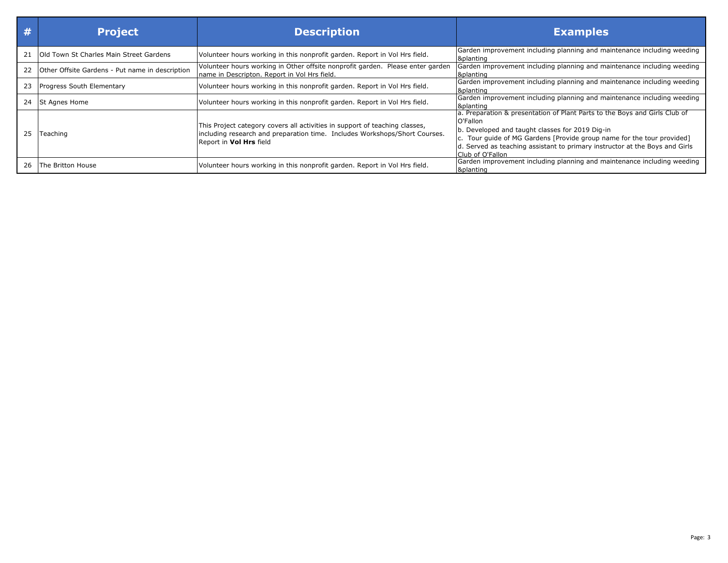| # | Project | Description | Examples |
|---|---|---|---|
| 21 | Old Town St Charles Main Street Gardens | Volunteer hours working in this nonprofit garden. Report in Vol Hrs field. | Garden improvement including planning and maintenance including weeding &planting |
| 22 | Other Offsite Gardens - Put name in description | Volunteer hours working in Other offsite nonprofit garden. Please enter garden name in Descripton. Report in Vol Hrs field. | Garden improvement including planning and maintenance including weeding &planting |
| 23 | Progress South Elementary | Volunteer hours working in this nonprofit garden. Report in Vol Hrs field. | Garden improvement including planning and maintenance including weeding &planting |
| 24 | St Agnes Home | Volunteer hours working in this nonprofit garden. Report in Vol Hrs field. | Garden improvement including planning and maintenance including weeding &planting |
| 25 | Teaching | This Project category covers all activities in support of teaching classes, including research and preparation time. Includes Workshops/Short Courses. Report in **Vol Hrs** field | a. Preparation & presentation of Plant Parts to the Boys and Girls Club of O'Fallon<br>b. Developed and taught classes for 2019 Dig-in<br>c. Tour guide of MG Gardens [Provide group name for the tour provided]<br>d. Served as teaching assistant to primary instructor at the Boys and Girls Club of O'Fallon |
| 26 | The Britton House | Volunteer hours working in this nonprofit garden. Report in Vol Hrs field. | Garden improvement including planning and maintenance including weeding &planting |